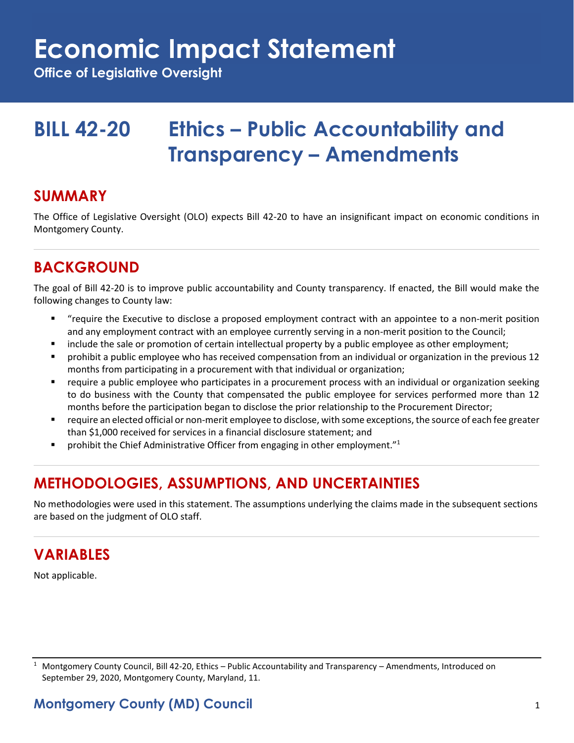# Economic Impact Statement

**Office of Legislative Oversight**

# BILL 42-20 Ethics – Public Accountability and Transparency – Amendments

## SUMMARY

The Office of Legislative Oversight (OLO) expects Bill 42-20 to have an insignificant impact on economic conditions in Montgomery County.

## BACKGROUND

The goal of Bill 42-20 is to improve public accountability and County transparency. If enacted, the Bill would make the following changes to County law:

- "require the Executive to disclose a proposed employment contract with an appointee to a non-merit position and any employment contract with an employee currently serving in a non-merit position to the Council;
- include the sale or promotion of certain intellectual property by a public employee as other employment;
- prohibit a public employee who has received compensation from an individual or organization in the previous 12 months from participating in a procurement with that individual or organization;
- require a public employee who participates in a procurement process with an individual or organization seeking to do business with the County that compensated the public employee for services performed more than 12 months before the participation began to disclose the prior relationship to the Procurement Director;
- require an elected official or non-merit employee to disclose, with some exceptions, the source of each fee greater than $1,000 received for services in a financial disclosure statement; and
- prohibit the Chief Administrative Officer from engaging in other employment."[1]

## METHODOLOGIES, ASSUMPTIONS, AND UNCERTAINTIES

No methodologies were used in this statement. The assumptions underlying the claims made in the subsequent sections are based on the judgment of OLO staff.

## VARIABLES

Not applicable.

[1] Montgomery County Council, Bill 42-20, Ethics – Public Accountability and Transparency – Amendments, Introduced on September 29, 2020, Montgomery County, Maryland, 11.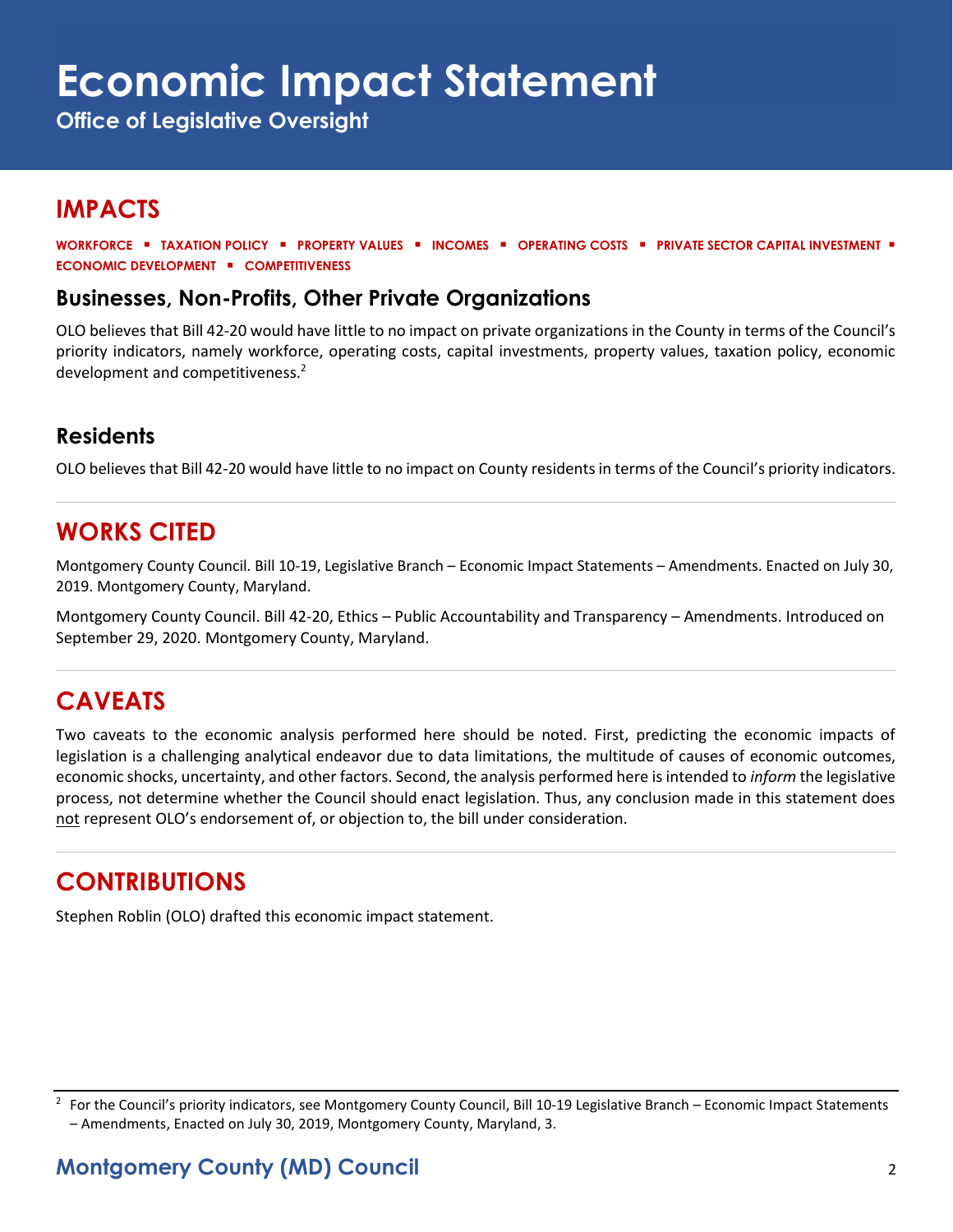# Economic Impact Statement

**Office of Legislative Oversight**

## IMPACTS

**WORKFORCE ▪ TAXATION POLICY ▪ PROPERTY VALUES ▪ INCOMES ▪ OPERATING COSTS ▪ PRIVATE SECTOR CAPITAL INVESTMENT ▪ ECONOMIC DEVELOPMENT ▪ COMPETITIVENESS**

### Businesses, Non-Profits, Other Private Organizations

OLO believes that Bill 42-20 would have little to no impact on private organizations in the County in terms of the Council's priority indicators, namely workforce, operating costs, capital investments, property values, taxation policy, economic development and competitiveness.[2]

### Residents

OLO believes that Bill 42-20 would have little to no impact on County residents in terms of the Council's priority indicators.

## WORKS CITED

Montgomery County Council. Bill 10-19, Legislative Branch – Economic Impact Statements – Amendments. Enacted on July 30, 2019. Montgomery County, Maryland.

Montgomery County Council. Bill 42-20, Ethics – Public Accountability and Transparency – Amendments. Introduced on September 29, 2020. Montgomery County, Maryland.

## CAVEATS

Two caveats to the economic analysis performed here should be noted. First, predicting the economic impacts of legislation is a challenging analytical endeavor due to data limitations, the multitude of causes of economic outcomes, economic shocks, uncertainty, and other factors. Second, the analysis performed here is intended to *inform* the legislative process, not determine whether the Council should enact legislation. Thus, any conclusion made in this statement does <u>not</u> represent OLO's endorsement of, or objection to, the bill under consideration.

## CONTRIBUTIONS

Stephen Roblin (OLO) drafted this economic impact statement.

---

[2] For the Council's priority indicators, see Montgomery County Council, Bill 10-19 Legislative Branch – Economic Impact Statements – Amendments, Enacted on July 30, 2019, Montgomery County, Maryland, 3.